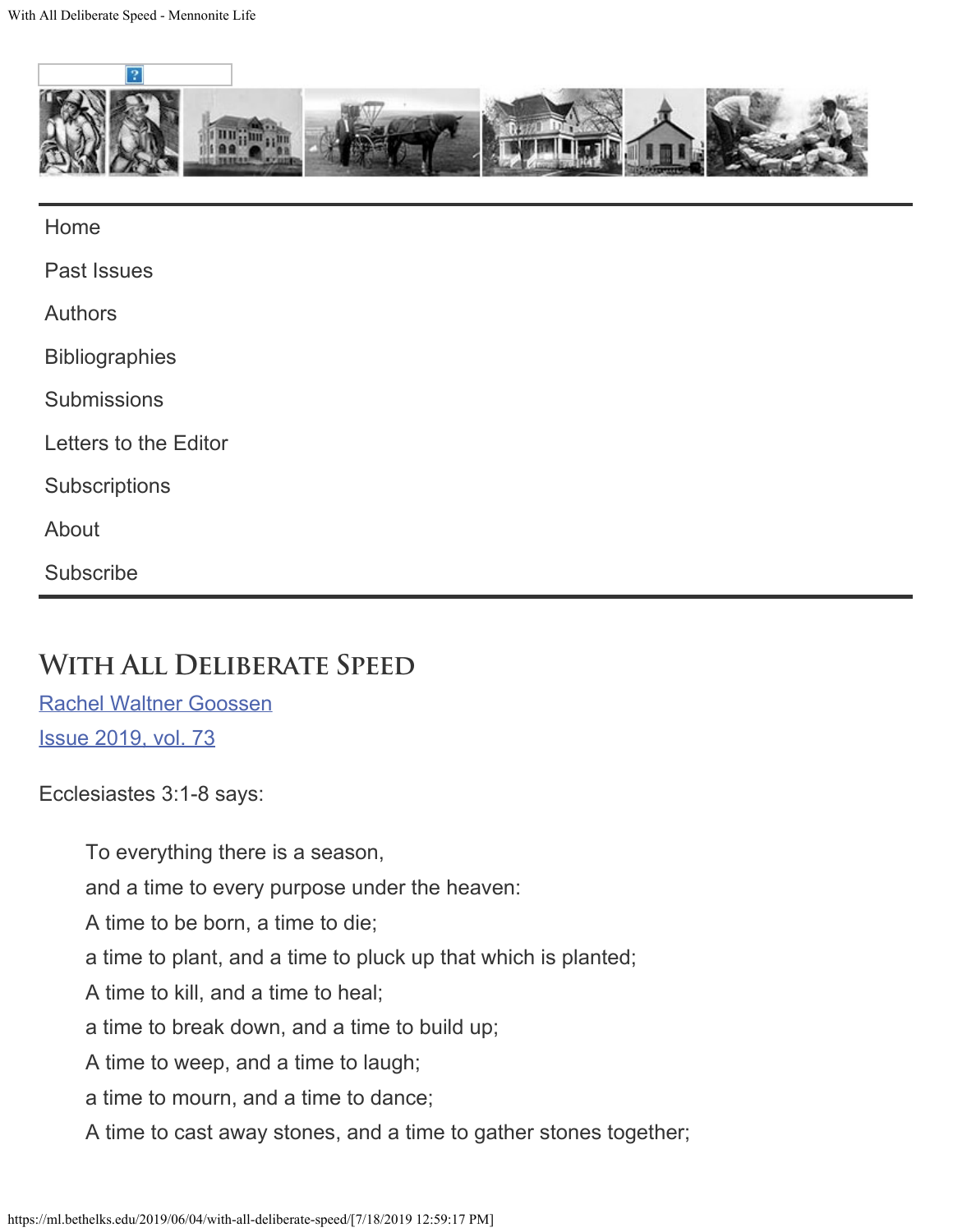- Home
- Past Issues
- Authors
- Bibliographies
- Submissions
- Letters to the Editor
- Subscriptions
- About
- Subscribe

# With All Deliberate Speed

Rachel Waltner Goossen

Issue 2019, vol. 73

Ecclesiastes 3:1-8 says:

> To everything there is a season,
> and a time to every purpose under the heaven:
> A time to be born, a time to die;
> a time to plant, and a time to pluck up that which is planted;
> A time to kill, and a time to heal;
> a time to break down, and a time to build up;
> A time to weep, and a time to laugh;
> a time to mourn, and a time to dance;
> A time to cast away stones, and a time to gather stones together;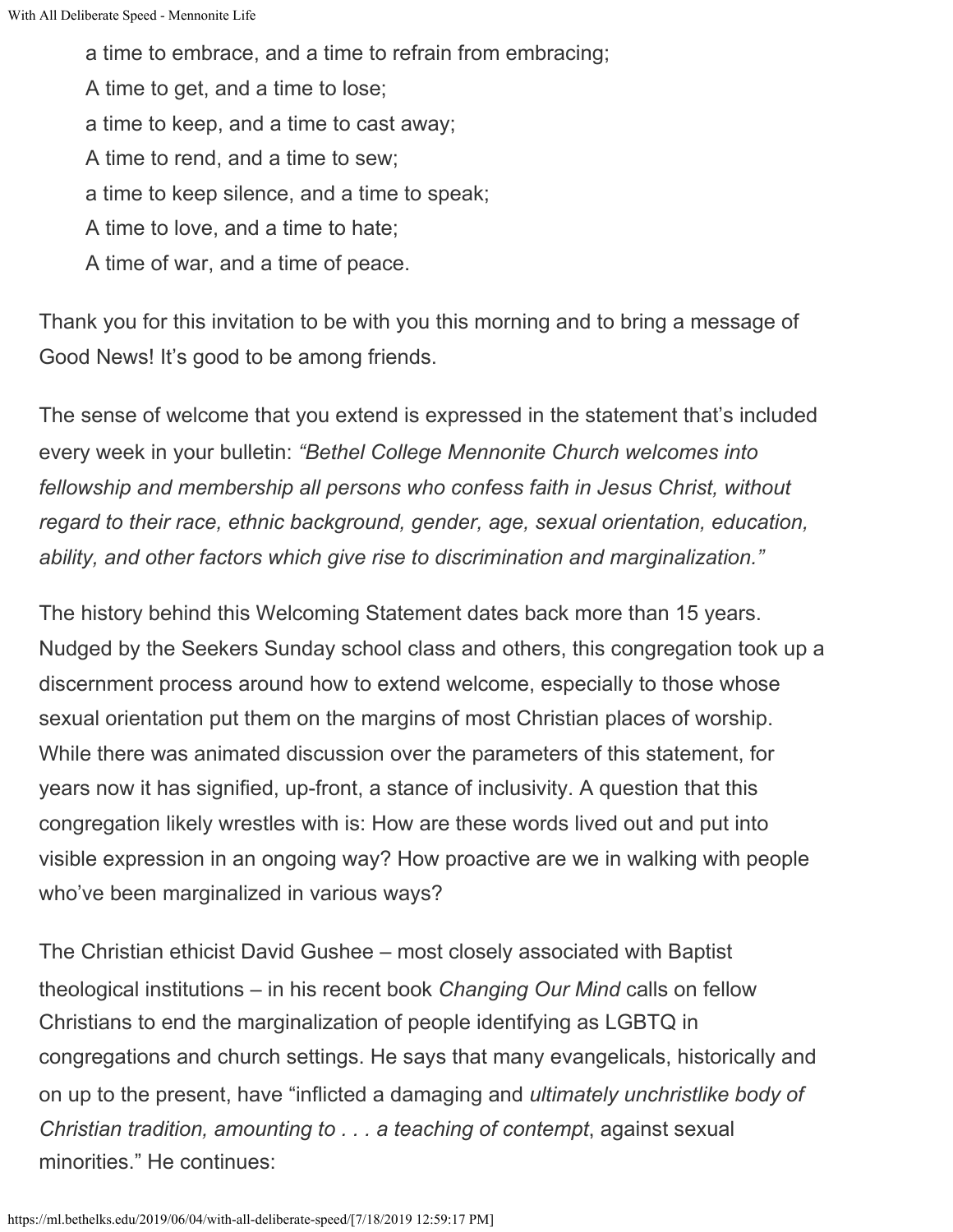> a time to embrace, and a time to refrain from embracing;
> A time to get, and a time to lose;
> a time to keep, and a time to cast away;
> A time to rend, and a time to sew;
> a time to keep silence, and a time to speak;
> A time to love, and a time to hate;
> A time of war, and a time of peace.

Thank you for this invitation to be with you this morning and to bring a message of Good News! It's good to be among friends.

The sense of welcome that you extend is expressed in the statement that's included every week in your bulletin: *"Bethel College Mennonite Church welcomes into fellowship and membership all persons who confess faith in Jesus Christ, without regard to their race, ethnic background, gender, age, sexual orientation, education, ability, and other factors which give rise to discrimination and marginalization."*

The history behind this Welcoming Statement dates back more than 15 years. Nudged by the Seekers Sunday school class and others, this congregation took up a discernment process around how to extend welcome, especially to those whose sexual orientation put them on the margins of most Christian places of worship. While there was animated discussion over the parameters of this statement, for years now it has signified, up-front, a stance of inclusivity. A question that this congregation likely wrestles with is: How are these words lived out and put into visible expression in an ongoing way? How proactive are we in walking with people who've been marginalized in various ways?

The Christian ethicist David Gushee – most closely associated with Baptist theological institutions – in his recent book *Changing Our Mind* calls on fellow Christians to end the marginalization of people identifying as LGBTQ in congregations and church settings. He says that many evangelicals, historically and on up to the present, have "inflicted a damaging and *ultimately unchristlike body of Christian tradition, amounting to . . . a teaching of contempt*, against sexual minorities." He continues: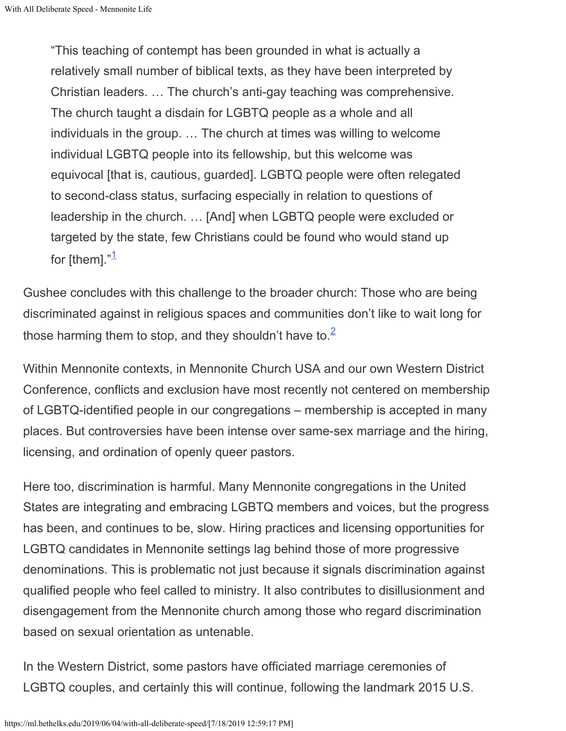> "This teaching of contempt has been grounded in what is actually a relatively small number of biblical texts, as they have been interpreted by Christian leaders. … The church's anti-gay teaching was comprehensive. The church taught a disdain for LGBTQ people as a whole and all individuals in the group. … The church at times was willing to welcome individual LGBTQ people into its fellowship, but this welcome was equivocal [that is, cautious, guarded]. LGBTQ people were often relegated to second-class status, surfacing especially in relation to questions of leadership in the church. … [And] when LGBTQ people were excluded or targeted by the state, few Christians could be found who would stand up for [them]."[1]

Gushee concludes with this challenge to the broader church: Those who are being discriminated against in religious spaces and communities don't like to wait long for those harming them to stop, and they shouldn't have to.[2]

Within Mennonite contexts, in Mennonite Church USA and our own Western District Conference, conflicts and exclusion have most recently not centered on membership of LGBTQ-identified people in our congregations – membership is accepted in many places. But controversies have been intense over same-sex marriage and the hiring, licensing, and ordination of openly queer pastors.

Here too, discrimination is harmful. Many Mennonite congregations in the United States are integrating and embracing LGBTQ members and voices, but the progress has been, and continues to be, slow. Hiring practices and licensing opportunities for LGBTQ candidates in Mennonite settings lag behind those of more progressive denominations. This is problematic not just because it signals discrimination against qualified people who feel called to ministry. It also contributes to disillusionment and disengagement from the Mennonite church among those who regard discrimination based on sexual orientation as untenable.

In the Western District, some pastors have officiated marriage ceremonies of LGBTQ couples, and certainly this will continue, following the landmark 2015 U.S.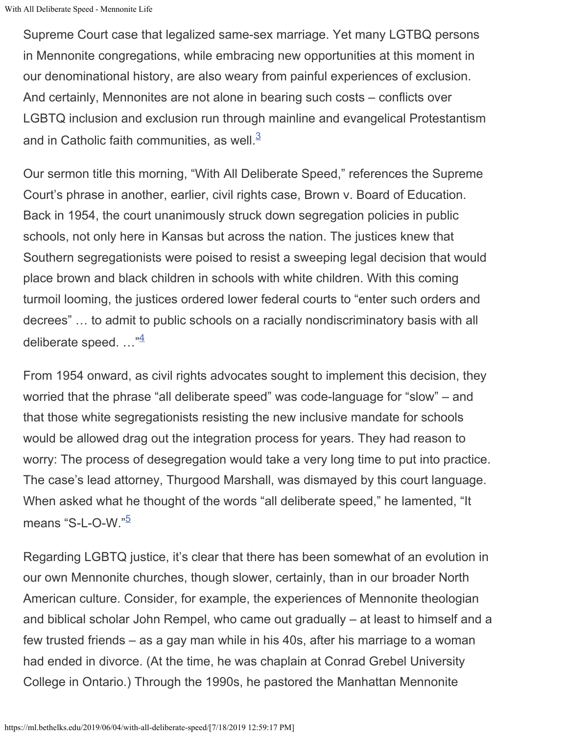Supreme Court case that legalized same-sex marriage. Yet many LGTBQ persons in Mennonite congregations, while embracing new opportunities at this moment in our denominational history, are also weary from painful experiences of exclusion. And certainly, Mennonites are not alone in bearing such costs – conflicts over LGBTQ inclusion and exclusion run through mainline and evangelical Protestantism and in Catholic faith communities, as well.[3]

Our sermon title this morning, "With All Deliberate Speed," references the Supreme Court's phrase in another, earlier, civil rights case, Brown v. Board of Education. Back in 1954, the court unanimously struck down segregation policies in public schools, not only here in Kansas but across the nation. The justices knew that Southern segregationists were poised to resist a sweeping legal decision that would place brown and black children in schools with white children. With this coming turmoil looming, the justices ordered lower federal courts to "enter such orders and decrees" … to admit to public schools on a racially nondiscriminatory basis with all deliberate speed. …"[4]

From 1954 onward, as civil rights advocates sought to implement this decision, they worried that the phrase "all deliberate speed" was code-language for "slow" – and that those white segregationists resisting the new inclusive mandate for schools would be allowed drag out the integration process for years. They had reason to worry: The process of desegregation would take a very long time to put into practice. The case's lead attorney, Thurgood Marshall, was dismayed by this court language. When asked what he thought of the words "all deliberate speed," he lamented, "It means "S-L-O-W."[5]

Regarding LGBTQ justice, it's clear that there has been somewhat of an evolution in our own Mennonite churches, though slower, certainly, than in our broader North American culture. Consider, for example, the experiences of Mennonite theologian and biblical scholar John Rempel, who came out gradually – at least to himself and a few trusted friends – as a gay man while in his 40s, after his marriage to a woman had ended in divorce. (At the time, he was chaplain at Conrad Grebel University College in Ontario.) Through the 1990s, he pastored the Manhattan Mennonite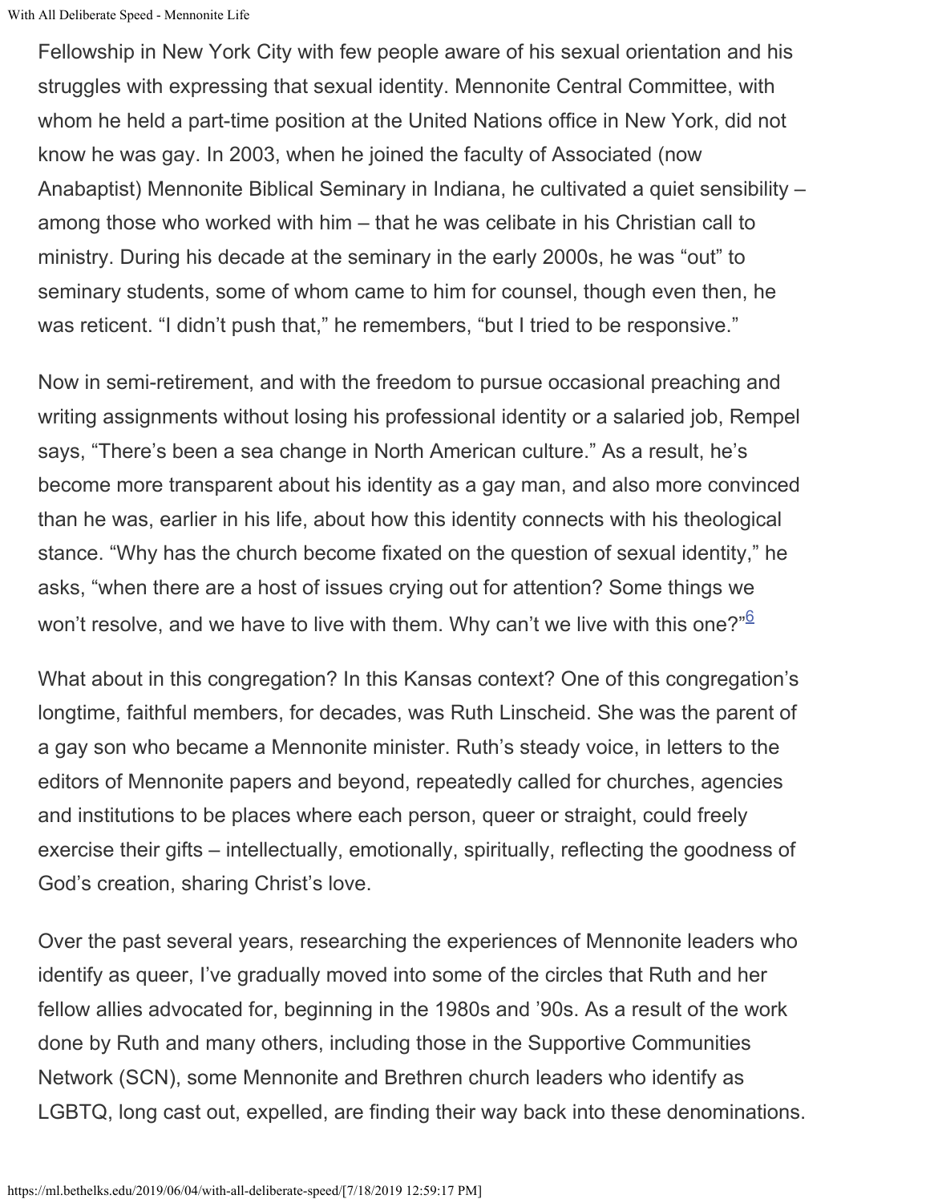Fellowship in New York City with few people aware of his sexual orientation and his struggles with expressing that sexual identity. Mennonite Central Committee, with whom he held a part-time position at the United Nations office in New York, did not know he was gay. In 2003, when he joined the faculty of Associated (now Anabaptist) Mennonite Biblical Seminary in Indiana, he cultivated a quiet sensibility – among those who worked with him – that he was celibate in his Christian call to ministry. During his decade at the seminary in the early 2000s, he was "out" to seminary students, some of whom came to him for counsel, though even then, he was reticent. "I didn't push that," he remembers, "but I tried to be responsive."

Now in semi-retirement, and with the freedom to pursue occasional preaching and writing assignments without losing his professional identity or a salaried job, Rempel says, "There's been a sea change in North American culture." As a result, he's become more transparent about his identity as a gay man, and also more convinced than he was, earlier in his life, about how this identity connects with his theological stance. "Why has the church become fixated on the question of sexual identity," he asks, "when there are a host of issues crying out for attention? Some things we won't resolve, and we have to live with them. Why can't we live with this one?"[6]

What about in this congregation? In this Kansas context? One of this congregation's longtime, faithful members, for decades, was Ruth Linscheid. She was the parent of a gay son who became a Mennonite minister. Ruth's steady voice, in letters to the editors of Mennonite papers and beyond, repeatedly called for churches, agencies and institutions to be places where each person, queer or straight, could freely exercise their gifts – intellectually, emotionally, spiritually, reflecting the goodness of God's creation, sharing Christ's love.

Over the past several years, researching the experiences of Mennonite leaders who identify as queer, I've gradually moved into some of the circles that Ruth and her fellow allies advocated for, beginning in the 1980s and '90s. As a result of the work done by Ruth and many others, including those in the Supportive Communities Network (SCN), some Mennonite and Brethren church leaders who identify as LGBTQ, long cast out, expelled, are finding their way back into these denominations.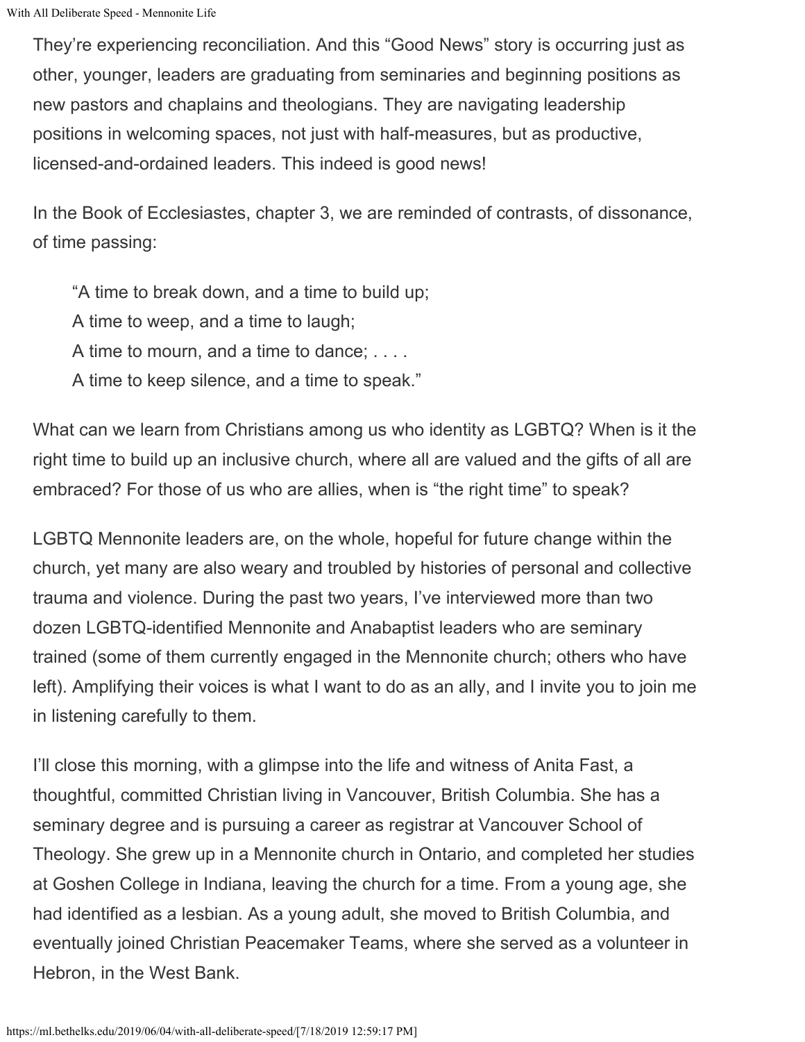They're experiencing reconciliation. And this "Good News" story is occurring just as other, younger, leaders are graduating from seminaries and beginning positions as new pastors and chaplains and theologians. They are navigating leadership positions in welcoming spaces, not just with half-measures, but as productive, licensed-and-ordained leaders. This indeed is good news!

In the Book of Ecclesiastes, chapter 3, we are reminded of contrasts, of dissonance, of time passing:

> "A time to break down, and a time to build up;
> A time to weep, and a time to laugh;
> A time to mourn, and a time to dance; . . . .
> A time to keep silence, and a time to speak."

What can we learn from Christians among us who identity as LGBTQ? When is it the right time to build up an inclusive church, where all are valued and the gifts of all are embraced? For those of us who are allies, when is "the right time" to speak?

LGBTQ Mennonite leaders are, on the whole, hopeful for future change within the church, yet many are also weary and troubled by histories of personal and collective trauma and violence. During the past two years, I've interviewed more than two dozen LGBTQ-identified Mennonite and Anabaptist leaders who are seminary trained (some of them currently engaged in the Mennonite church; others who have left). Amplifying their voices is what I want to do as an ally, and I invite you to join me in listening carefully to them.

I'll close this morning, with a glimpse into the life and witness of Anita Fast, a thoughtful, committed Christian living in Vancouver, British Columbia. She has a seminary degree and is pursuing a career as registrar at Vancouver School of Theology. She grew up in a Mennonite church in Ontario, and completed her studies at Goshen College in Indiana, leaving the church for a time. From a young age, she had identified as a lesbian. As a young adult, she moved to British Columbia, and eventually joined Christian Peacemaker Teams, where she served as a volunteer in Hebron, in the West Bank.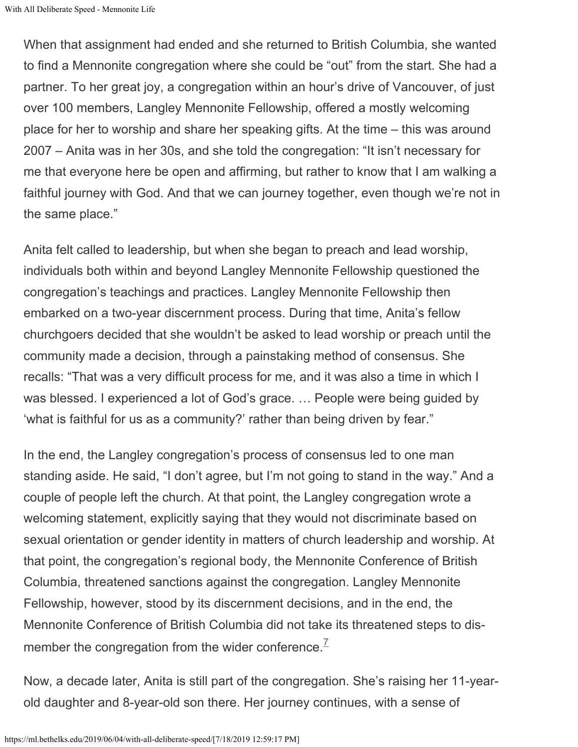When that assignment had ended and she returned to British Columbia, she wanted to find a Mennonite congregation where she could be "out" from the start. She had a partner. To her great joy, a congregation within an hour's drive of Vancouver, of just over 100 members, Langley Mennonite Fellowship, offered a mostly welcoming place for her to worship and share her speaking gifts. At the time – this was around 2007 – Anita was in her 30s, and she told the congregation: "It isn't necessary for me that everyone here be open and affirming, but rather to know that I am walking a faithful journey with God. And that we can journey together, even though we're not in the same place."

Anita felt called to leadership, but when she began to preach and lead worship, individuals both within and beyond Langley Mennonite Fellowship questioned the congregation's teachings and practices. Langley Mennonite Fellowship then embarked on a two-year discernment process. During that time, Anita's fellow churchgoers decided that she wouldn't be asked to lead worship or preach until the community made a decision, through a painstaking method of consensus. She recalls: "That was a very difficult process for me, and it was also a time in which I was blessed. I experienced a lot of God's grace. … People were being guided by 'what is faithful for us as a community?' rather than being driven by fear."

In the end, the Langley congregation's process of consensus led to one man standing aside. He said, "I don't agree, but I'm not going to stand in the way." And a couple of people left the church. At that point, the Langley congregation wrote a welcoming statement, explicitly saying that they would not discriminate based on sexual orientation or gender identity in matters of church leadership and worship. At that point, the congregation's regional body, the Mennonite Conference of British Columbia, threatened sanctions against the congregation. Langley Mennonite Fellowship, however, stood by its discernment decisions, and in the end, the Mennonite Conference of British Columbia did not take its threatened steps to dis-member the congregation from the wider conference.[7]

Now, a decade later, Anita is still part of the congregation. She's raising her 11-year-old daughter and 8-year-old son there. Her journey continues, with a sense of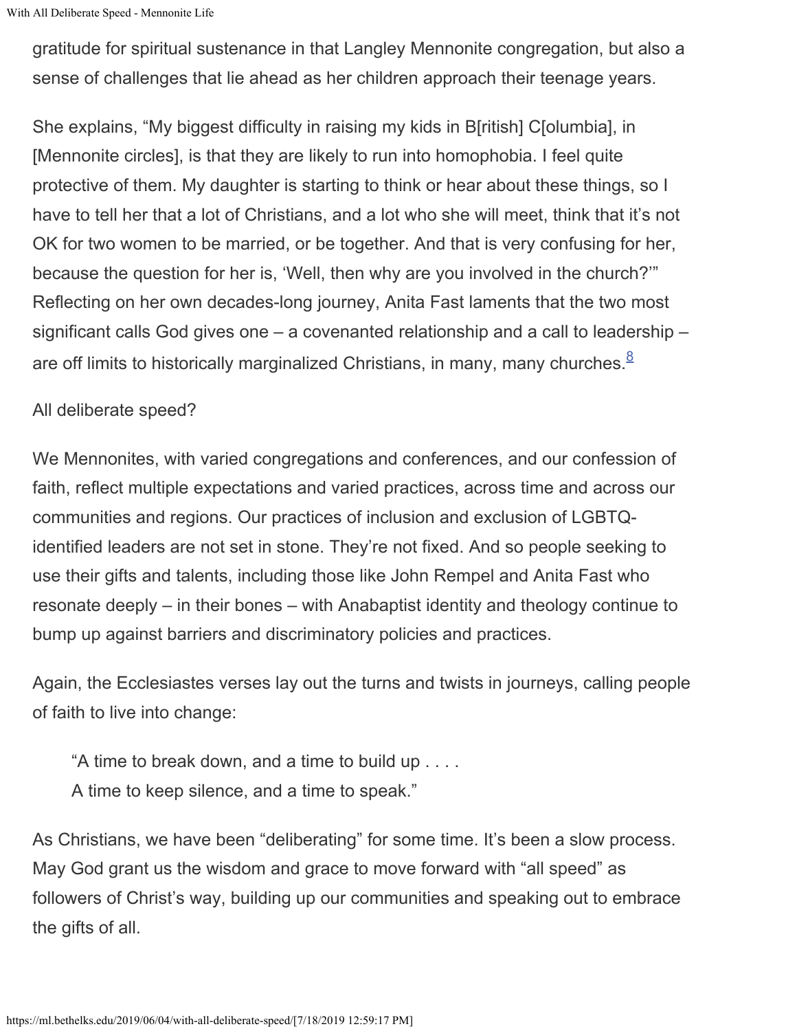gratitude for spiritual sustenance in that Langley Mennonite congregation, but also a sense of challenges that lie ahead as her children approach their teenage years.

She explains, "My biggest difficulty in raising my kids in B[ritish] C[olumbia], in [Mennonite circles], is that they are likely to run into homophobia. I feel quite protective of them. My daughter is starting to think or hear about these things, so I have to tell her that a lot of Christians, and a lot who she will meet, think that it's not OK for two women to be married, or be together. And that is very confusing for her, because the question for her is, 'Well, then why are you involved in the church?'" Reflecting on her own decades-long journey, Anita Fast laments that the two most significant calls God gives one – a covenanted relationship and a call to leadership – are off limits to historically marginalized Christians, in many, many churches.[8]

All deliberate speed?

We Mennonites, with varied congregations and conferences, and our confession of faith, reflect multiple expectations and varied practices, across time and across our communities and regions. Our practices of inclusion and exclusion of LGBTQ-identified leaders are not set in stone. They're not fixed. And so people seeking to use their gifts and talents, including those like John Rempel and Anita Fast who resonate deeply – in their bones – with Anabaptist identity and theology continue to bump up against barriers and discriminatory policies and practices.

Again, the Ecclesiastes verses lay out the turns and twists in journeys, calling people of faith to live into change:

> "A time to break down, and a time to build up . . . .
> A time to keep silence, and a time to speak."

As Christians, we have been "deliberating" for some time. It's been a slow process. May God grant us the wisdom and grace to move forward with "all speed" as followers of Christ's way, building up our communities and speaking out to embrace the gifts of all.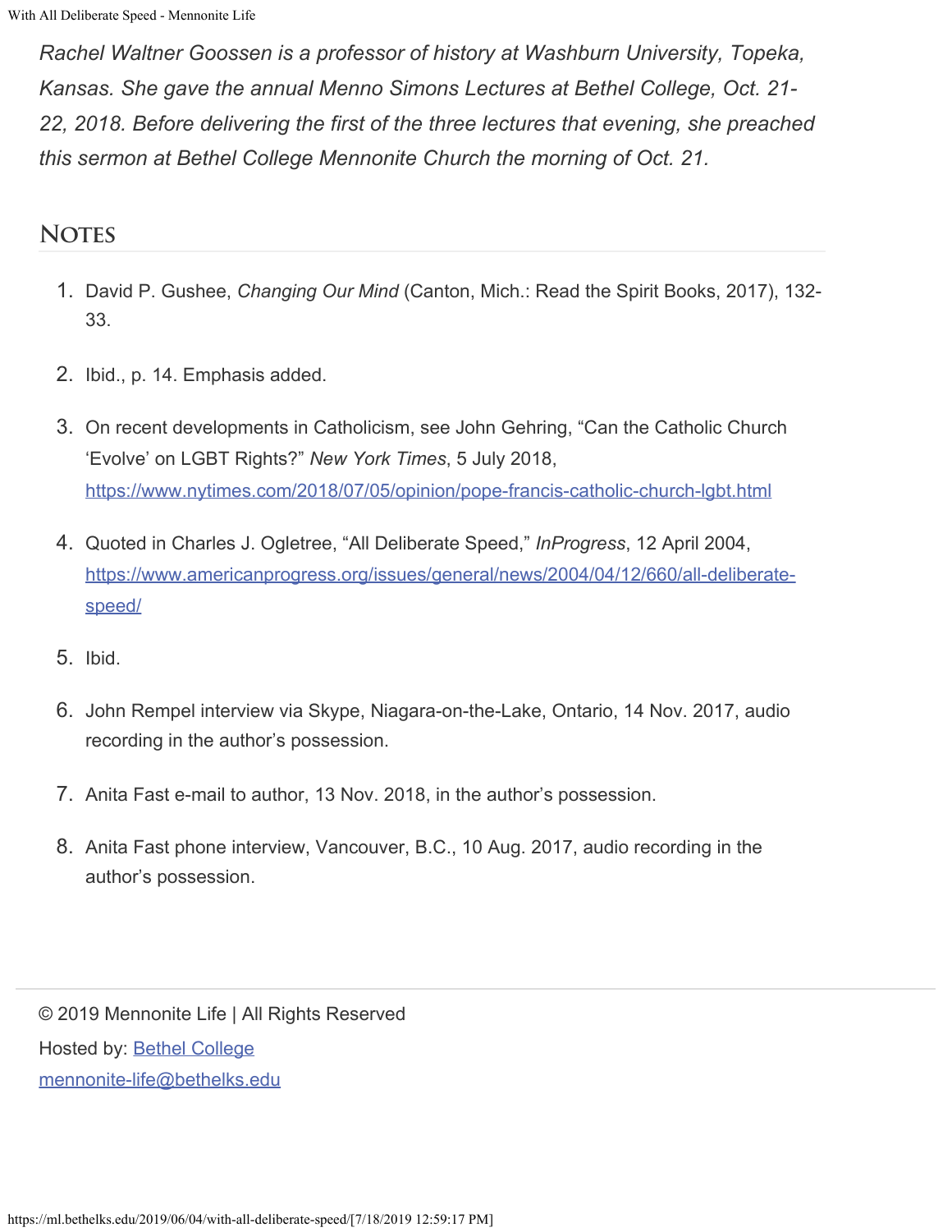*Rachel Waltner Goossen is a professor of history at Washburn University, Topeka, Kansas. She gave the annual Menno Simons Lectures at Bethel College, Oct. 21-22, 2018. Before delivering the first of the three lectures that evening, she preached this sermon at Bethel College Mennonite Church the morning of Oct. 21.*

## Notes

1. David P. Gushee, *Changing Our Mind* (Canton, Mich.: Read the Spirit Books, 2017), 132-33.
2. Ibid., p. 14. Emphasis added.
3. On recent developments in Catholicism, see John Gehring, "Can the Catholic Church 'Evolve' on LGBT Rights?" *New York Times*, 5 July 2018, https://www.nytimes.com/2018/07/05/opinion/pope-francis-catholic-church-lgbt.html
4. Quoted in Charles J. Ogletree, "All Deliberate Speed," *InProgress*, 12 April 2004, https://www.americanprogress.org/issues/general/news/2004/04/12/660/all-deliberate-speed/
5. Ibid.
6. John Rempel interview via Skype, Niagara-on-the-Lake, Ontario, 14 Nov. 2017, audio recording in the author's possession.
7. Anita Fast e-mail to author, 13 Nov. 2018, in the author's possession.
8. Anita Fast phone interview, Vancouver, B.C., 10 Aug. 2017, audio recording in the author's possession.

© 2019 Mennonite Life | All Rights Reserved

Hosted by: Bethel College

mennonite-life@bethelks.edu